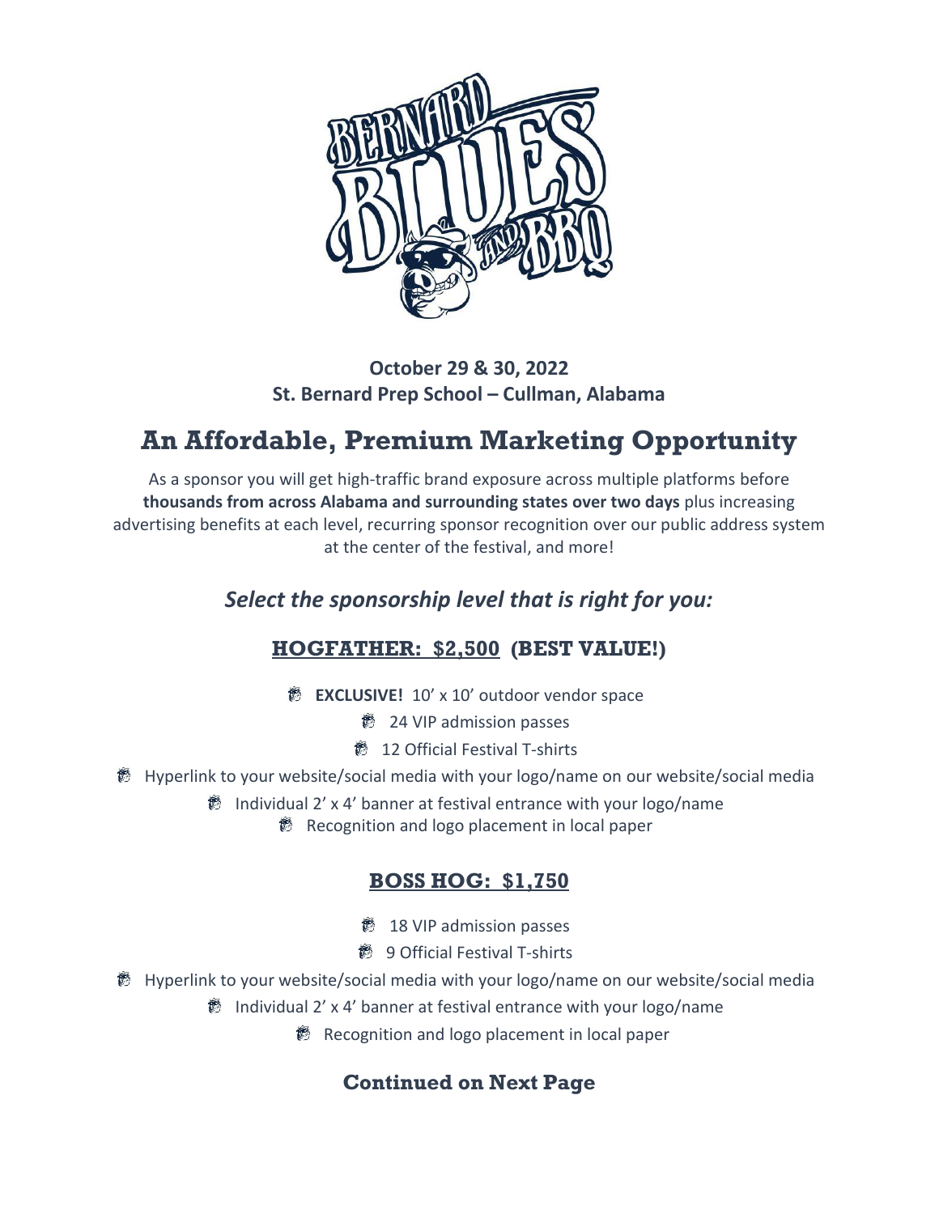**October 29 & 30, 2022**
**St. Bernard Prep School – Cullman, Alabama**

# An Affordable, Premium Marketing Opportunity

As a sponsor you will get high-traffic brand exposure across multiple platforms before **thousands from across Alabama and surrounding states over two days** plus increasing advertising benefits at each level, recurring sponsor recognition over our public address system at the center of the festival, and more!

## *Select the sponsorship level that is right for you:*

### HOGFATHER: $2,500 (BEST VALUE!)

- **EXCLUSIVE!** 10' x 10' outdoor vendor space
- 24 VIP admission passes
- 12 Official Festival T-shirts
- Hyperlink to your website/social media with your logo/name on our website/social media
- Individual 2' x 4' banner at festival entrance with your logo/name
- Recognition and logo placement in local paper

### BOSS HOG: $1,750

- 18 VIP admission passes
- 9 Official Festival T-shirts
- Hyperlink to your website/social media with your logo/name on our website/social media
- Individual 2' x 4' banner at festival entrance with your logo/name
- Recognition and logo placement in local paper

### Continued on Next Page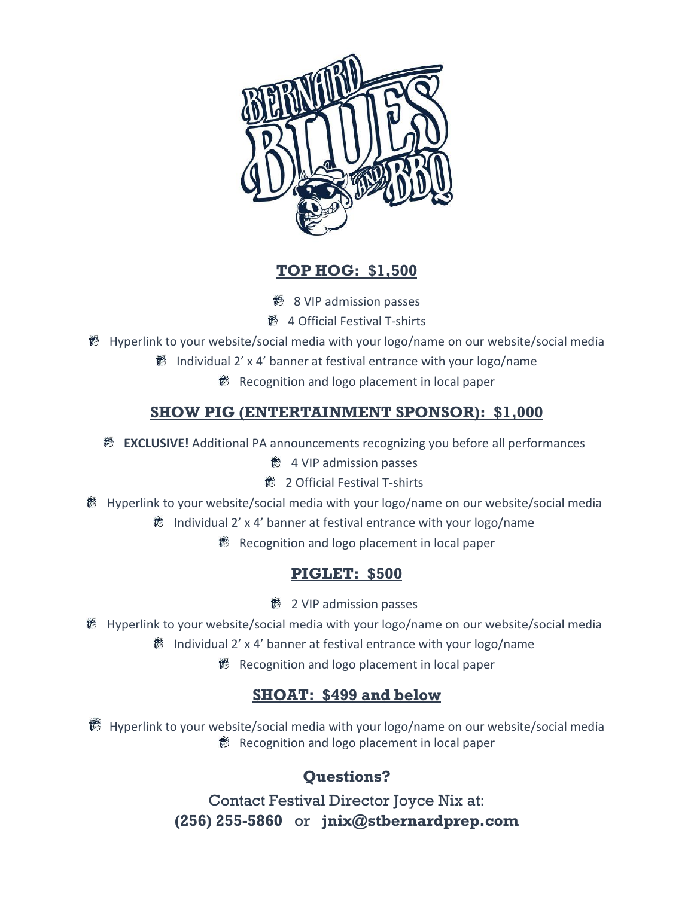## TOP HOG: $1,500

- 8 VIP admission passes
- 4 Official Festival T-shirts
- Hyperlink to your website/social media with your logo/name on our website/social media
- Individual 2' x 4' banner at festival entrance with your logo/name
- Recognition and logo placement in local paper

## SHOW PIG (ENTERTAINMENT SPONSOR): $1,000

- **EXCLUSIVE!** Additional PA announcements recognizing you before all performances
- 4 VIP admission passes
- 2 Official Festival T-shirts
- Hyperlink to your website/social media with your logo/name on our website/social media
- Individual 2' x 4' banner at festival entrance with your logo/name
- Recognition and logo placement in local paper

## PIGLET: $500

- 2 VIP admission passes
- Hyperlink to your website/social media with your logo/name on our website/social media
- Individual 2' x 4' banner at festival entrance with your logo/name
- Recognition and logo placement in local paper

## SHOAT: $499 and below

- Hyperlink to your website/social media with your logo/name on our website/social media
- Recognition and logo placement in local paper

## Questions?

Contact Festival Director Joyce Nix at:
**(256) 255-5860** or **jnix@stbernardprep.com**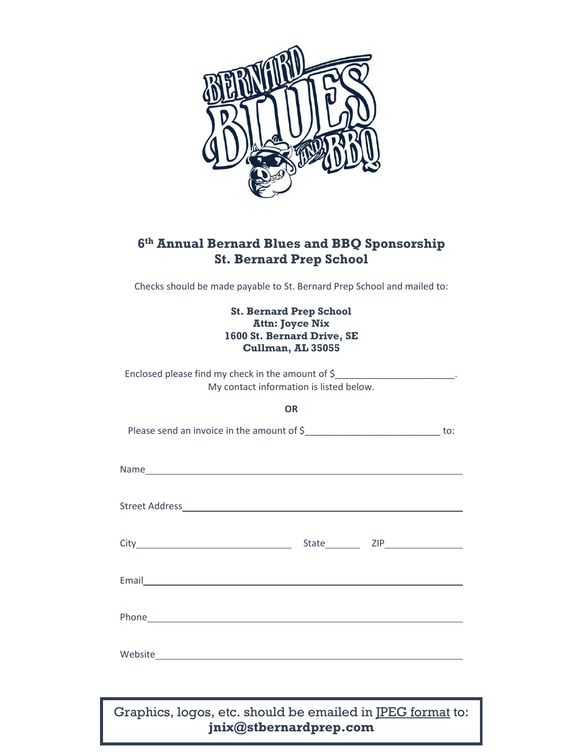## 6th Annual Bernard Blues and BBQ Sponsorship
## St. Bernard Prep School

Checks should be made payable to St. Bernard Prep School and mailed to:

**St. Bernard Prep School**
**Attn: Joyce Nix**
**1600 St. Bernard Drive, SE**
**Cullman, AL 35055**

Enclosed please find my check in the amount of $______________________.
My contact information is listed below.

**OR**

Please send an invoice in the amount of $_________________________ to:

Name___________________________________________________________

Street Address____________________________________________________

City_____________________________ State_______ ZIP______________

Email__________________________________________________________

Phone__________________________________________________________

Website________________________________________________________

Graphics, logos, etc. should be emailed in JPEG format to:
**jnix@stbernardprep.com**